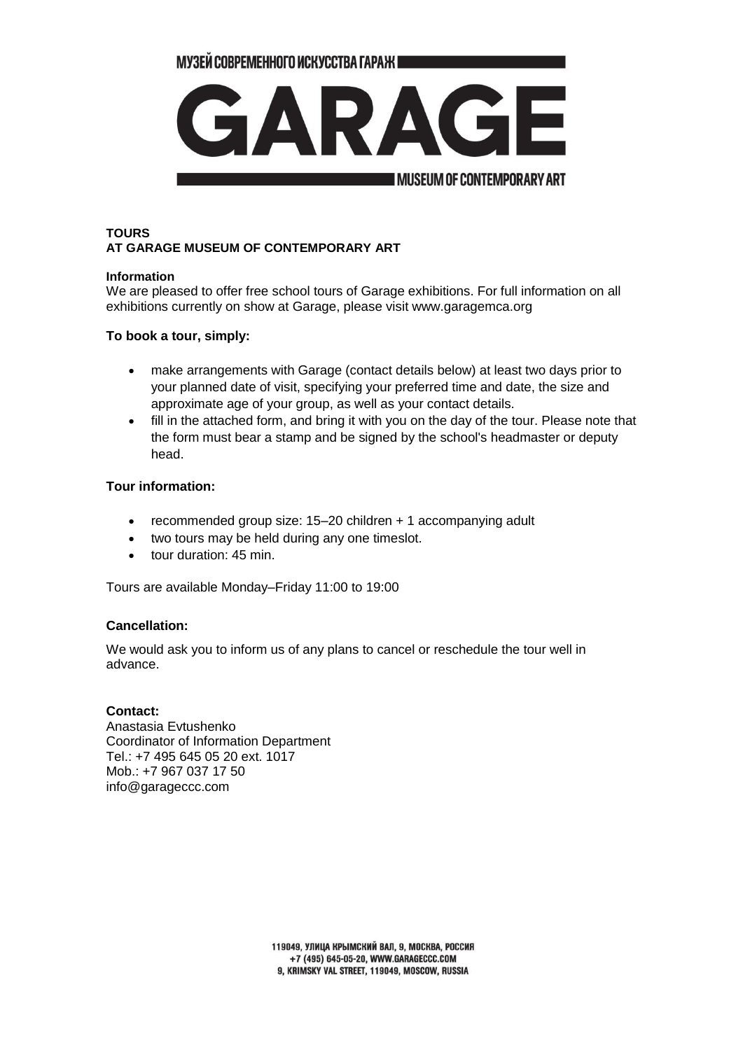МУЗЕЙ СОВРЕМЕННОГО ИСКУССТВА ГАРАЖ

# GARAGE

MUSEUM OF CONTEMPORARY ART

## TOURS
## AT GARAGE MUSEUM OF CONTEMPORARY ART

**Information**
We are pleased to offer free school tours of Garage exhibitions. For full information on all exhibitions currently on show at Garage, please visit www.garagemca.org

**To book a tour, simply:**

- make arrangements with Garage (contact details below) at least two days prior to your planned date of visit, specifying your preferred time and date, the size and approximate age of your group, as well as your contact details.
- fill in the attached form, and bring it with you on the day of the tour. Please note that the form must bear a stamp and be signed by the school's headmaster or deputy head.

**Tour information:**

- recommended group size: 15–20 children + 1 accompanying adult
- two tours may be held during any one timeslot.
- tour duration: 45 min.

Tours are available Monday–Friday 11:00 to 19:00

**Cancellation:**

We would ask you to inform us of any plans to cancel or reschedule the tour well in advance.

**Contact:**
Anastasia Evtushenko
Coordinator of Information Department
Tel.: +7 495 645 05 20 ext. 1017
Mob.: +7 967 037 17 50
info@garageccc.com

119049, УЛИЦА КРЫМСКИЙ ВАЛ, 9, МОСКВА, РОССИЯ
+7 (495) 645-05-20, WWW.GARAGECCC.COM
9, KRIMSKY VAL STREET, 119049, MOSCOW, RUSSIA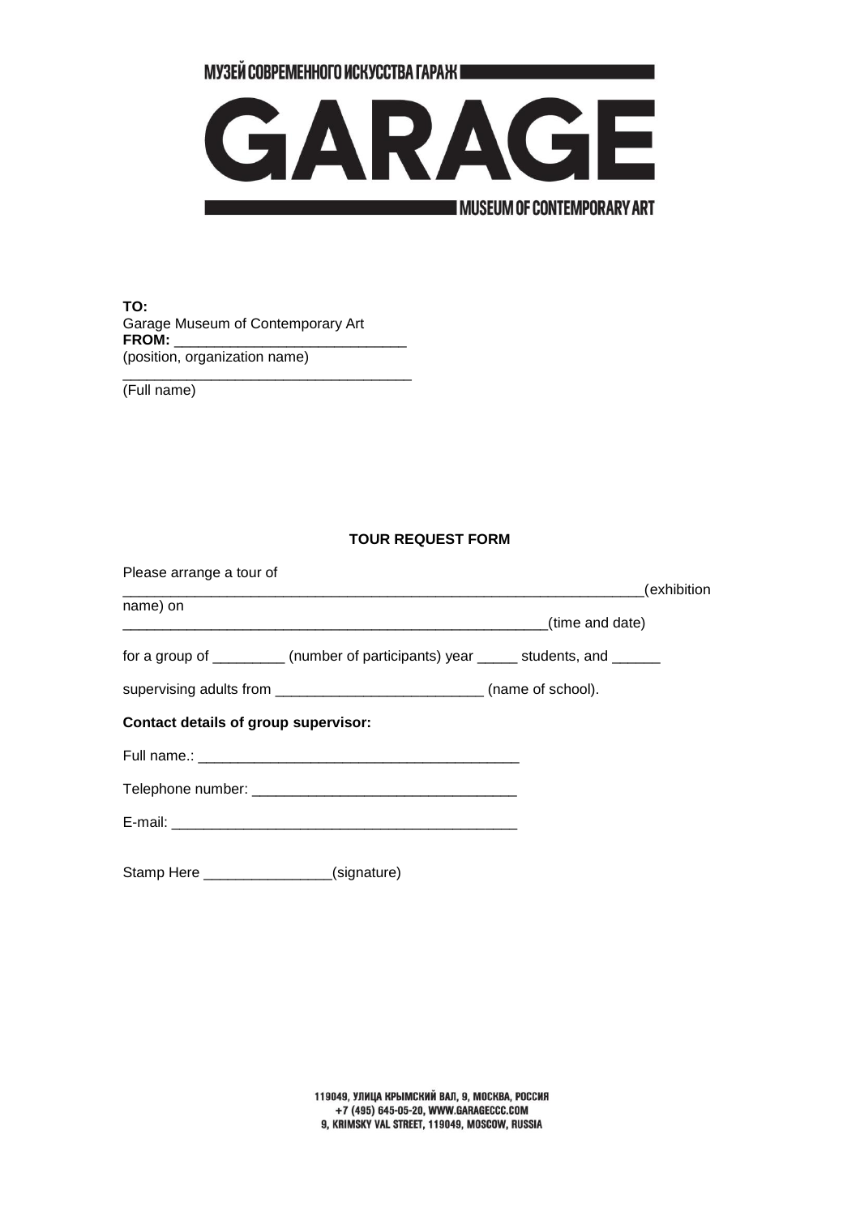МУЗЕЙ СОВРЕМЕННОГО ИСКУССТВА ГАРАЖ

# GARAGE

MUSEUM OF CONTEMPORARY ART

**TO:**
Garage Museum of Contemporary Art
**FROM:** ____________________________
(position, organization name)
___________________________________
(Full name)

**TOUR REQUEST FORM**

Please arrange a tour of
_________________________________________________________________(exhibition name) on
_______________________________________________________(time and date)

for a group of _________ (number of participants) year _____ students, and ______

supervising adults from _________________________ (name of school).

**Contact details of group supervisor:**

Full name.: ________________________________________

Telephone number: _________________________________

E-mail: ____________________________________________

Stamp Here ________________(signature)

119049, УЛИЦА КРЫМСКИЙ ВАЛ, 9, МОСКВА, РОССИЯ
+7 (495) 645-05-20, WWW.GARAGECCC.COM
9, KRIMSKY VAL STREET, 119049, MOSCOW, RUSSIA